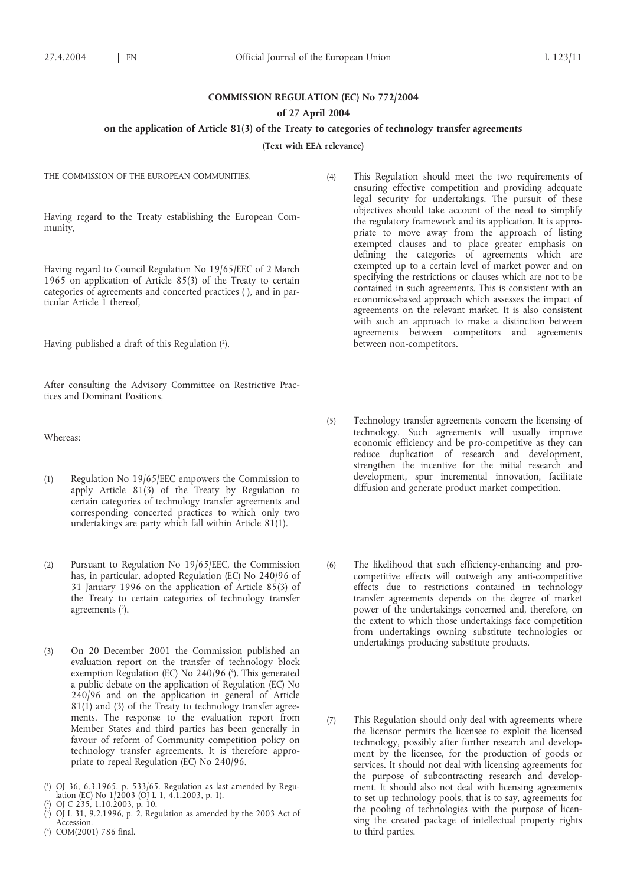# COMMISSION REGULATION (EC) No 772/2004

## of 27 April 2004

## on the application of Article 81(3) of the Treaty to categories of technology transfer agreements

**(Text with EEA relevance)**

THE COMMISSION OF THE EUROPEAN COMMUNITIES,

Having regard to the Treaty establishing the European Community,

Having regard to Council Regulation No 19/65/EEC of 2 March 1965 on application of Article 85(3) of the Treaty to certain categories of agreements and concerted practices [1], and in particular Article 1 thereof,

Having published a draft of this Regulation [2],

After consulting the Advisory Committee on Restrictive Practices and Dominant Positions,

Whereas:

(1) Regulation No 19/65/EEC empowers the Commission to apply Article 81(3) of the Treaty by Regulation to certain categories of technology transfer agreements and corresponding concerted practices to which only two undertakings are party which fall within Article 81(1).

(2) Pursuant to Regulation No 19/65/EEC, the Commission has, in particular, adopted Regulation (EC) No 240/96 of 31 January 1996 on the application of Article 85(3) of the Treaty to certain categories of technology transfer agreements [3].

(3) On 20 December 2001 the Commission published an evaluation report on the transfer of technology block exemption Regulation (EC) No 240/96 [4]. This generated a public debate on the application of Regulation (EC) No 240/96 and on the application in general of Article 81(1) and (3) of the Treaty to technology transfer agreements. The response to the evaluation report from Member States and third parties has been generally in favour of reform of Community competition policy on technology transfer agreements. It is therefore appropriate to repeal Regulation (EC) No 240/96.

(4) This Regulation should meet the two requirements of ensuring effective competition and providing adequate legal security for undertakings. The pursuit of these objectives should take account of the need to simplify the regulatory framework and its application. It is appropriate to move away from the approach of listing exempted clauses and to place greater emphasis on defining the categories of agreements which are exempted up to a certain level of market power and on specifying the restrictions or clauses which are not to be contained in such agreements. This is consistent with an economics-based approach which assesses the impact of agreements on the relevant market. It is also consistent with such an approach to make a distinction between agreements between competitors and agreements between non-competitors.

(5) Technology transfer agreements concern the licensing of technology. Such agreements will usually improve economic efficiency and be pro-competitive as they can reduce duplication of research and development, strengthen the incentive for the initial research and development, spur incremental innovation, facilitate diffusion and generate product market competition.

(6) The likelihood that such efficiency-enhancing and pro-competitive effects will outweigh any anti-competitive effects due to restrictions contained in technology transfer agreements depends on the degree of market power of the undertakings concerned and, therefore, on the extent to which those undertakings face competition from undertakings owning substitute technologies or undertakings producing substitute products.

(7) This Regulation should only deal with agreements where the licensor permits the licensee to exploit the licensed technology, possibly after further research and development by the licensee, for the production of goods or services. It should not deal with licensing agreements for the purpose of subcontracting research and development. It should also not deal with licensing agreements to set up technology pools, that is to say, agreements for the pooling of technologies with the purpose of licensing the created package of intellectual property rights to third parties.

---

[1] OJ 36, 6.3.1965, p. 533/65. Regulation as last amended by Regulation (EC) No 1/2003 (OJ L 1, 4.1.2003, p. 1).

[2] OJ C 235, 1.10.2003, p. 10.

[3] OJ L 31, 9.2.1996, p. 2. Regulation as amended by the 2003 Act of Accession.

[4] COM(2001) 786 final.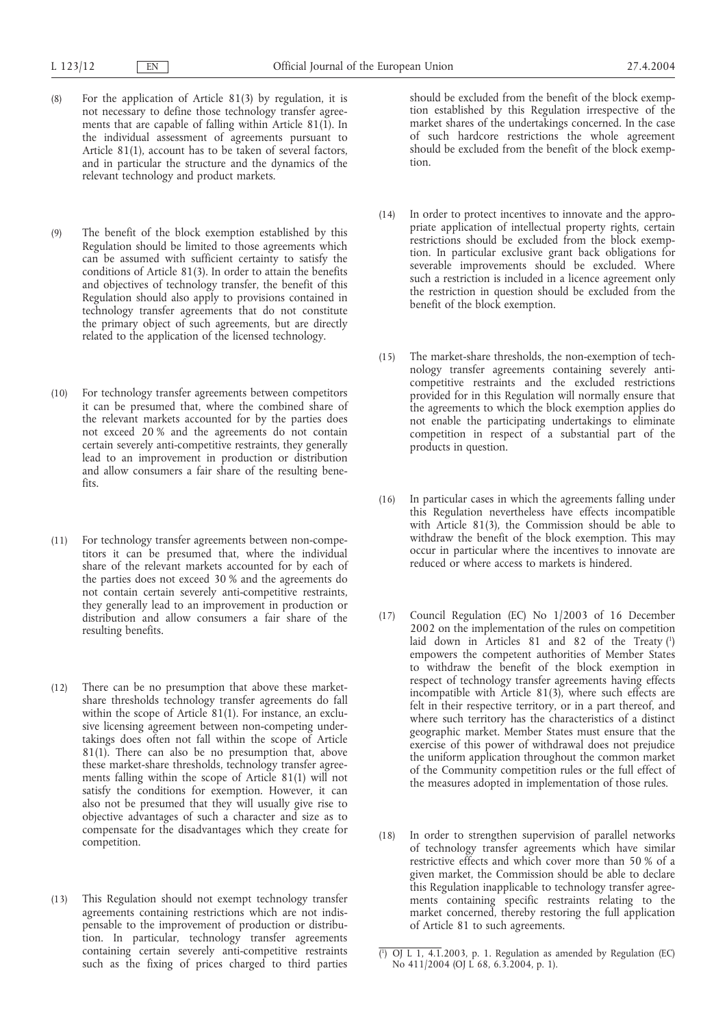(8) For the application of Article 81(3) by regulation, it is not necessary to define those technology transfer agreements that are capable of falling within Article 81(1). In the individual assessment of agreements pursuant to Article 81(1), account has to be taken of several factors, and in particular the structure and the dynamics of the relevant technology and product markets.

(9) The benefit of the block exemption established by this Regulation should be limited to those agreements which can be assumed with sufficient certainty to satisfy the conditions of Article 81(3). In order to attain the benefits and objectives of technology transfer, the benefit of this Regulation should also apply to provisions contained in technology transfer agreements that do not constitute the primary object of such agreements, but are directly related to the application of the licensed technology.

(10) For technology transfer agreements between competitors it can be presumed that, where the combined share of the relevant markets accounted for by the parties does not exceed 20 % and the agreements do not contain certain severely anti-competitive restraints, they generally lead to an improvement in production or distribution and allow consumers a fair share of the resulting benefits.

(11) For technology transfer agreements between non-competitors it can be presumed that, where the individual share of the relevant markets accounted for by each of the parties does not exceed 30 % and the agreements do not contain certain severely anti-competitive restraints, they generally lead to an improvement in production or distribution and allow consumers a fair share of the resulting benefits.

(12) There can be no presumption that above these market-share thresholds technology transfer agreements do fall within the scope of Article 81(1). For instance, an exclusive licensing agreement between non-competing undertakings does often not fall within the scope of Article 81(1). There can also be no presumption that, above these market-share thresholds, technology transfer agreements falling within the scope of Article 81(1) will not satisfy the conditions for exemption. However, it can also not be presumed that they will usually give rise to objective advantages of such a character and size as to compensate for the disadvantages which they create for competition.

(13) This Regulation should not exempt technology transfer agreements containing restrictions which are not indispensable to the improvement of production or distribution. In particular, technology transfer agreements containing certain severely anti-competitive restraints such as the fixing of prices charged to third parties should be excluded from the benefit of the block exemption established by this Regulation irrespective of the market shares of the undertakings concerned. In the case of such hardcore restrictions the whole agreement should be excluded from the benefit of the block exemption.

(14) In order to protect incentives to innovate and the appropriate application of intellectual property rights, certain restrictions should be excluded from the block exemption. In particular exclusive grant back obligations for severable improvements should be excluded. Where such a restriction is included in a licence agreement only the restriction in question should be excluded from the benefit of the block exemption.

(15) The market-share thresholds, the non-exemption of technology transfer agreements containing severely anti-competitive restraints and the excluded restrictions provided for in this Regulation will normally ensure that the agreements to which the block exemption applies do not enable the participating undertakings to eliminate competition in respect of a substantial part of the products in question.

(16) In particular cases in which the agreements falling under this Regulation nevertheless have effects incompatible with Article 81(3), the Commission should be able to withdraw the benefit of the block exemption. This may occur in particular where the incentives to innovate are reduced or where access to markets is hindered.

(17) Council Regulation (EC) No 1/2003 of 16 December 2002 on the implementation of the rules on competition laid down in Articles 81 and 82 of the Treaty [1] empowers the competent authorities of Member States to withdraw the benefit of the block exemption in respect of technology transfer agreements having effects incompatible with Article 81(3), where such effects are felt in their respective territory, or in a part thereof, and where such territory has the characteristics of a distinct geographic market. Member States must ensure that the exercise of this power of withdrawal does not prejudice the uniform application throughout the common market of the Community competition rules or the full effect of the measures adopted in implementation of those rules.

(18) In order to strengthen supervision of parallel networks of technology transfer agreements which have similar restrictive effects and which cover more than 50 % of a given market, the Commission should be able to declare this Regulation inapplicable to technology transfer agreements containing specific restraints relating to the market concerned, thereby restoring the full application of Article 81 to such agreements.

---

[1] OJ L 1, 4.1.2003, p. 1. Regulation as amended by Regulation (EC) No 411/2004 (OJ L 68, 6.3.2004, p. 1).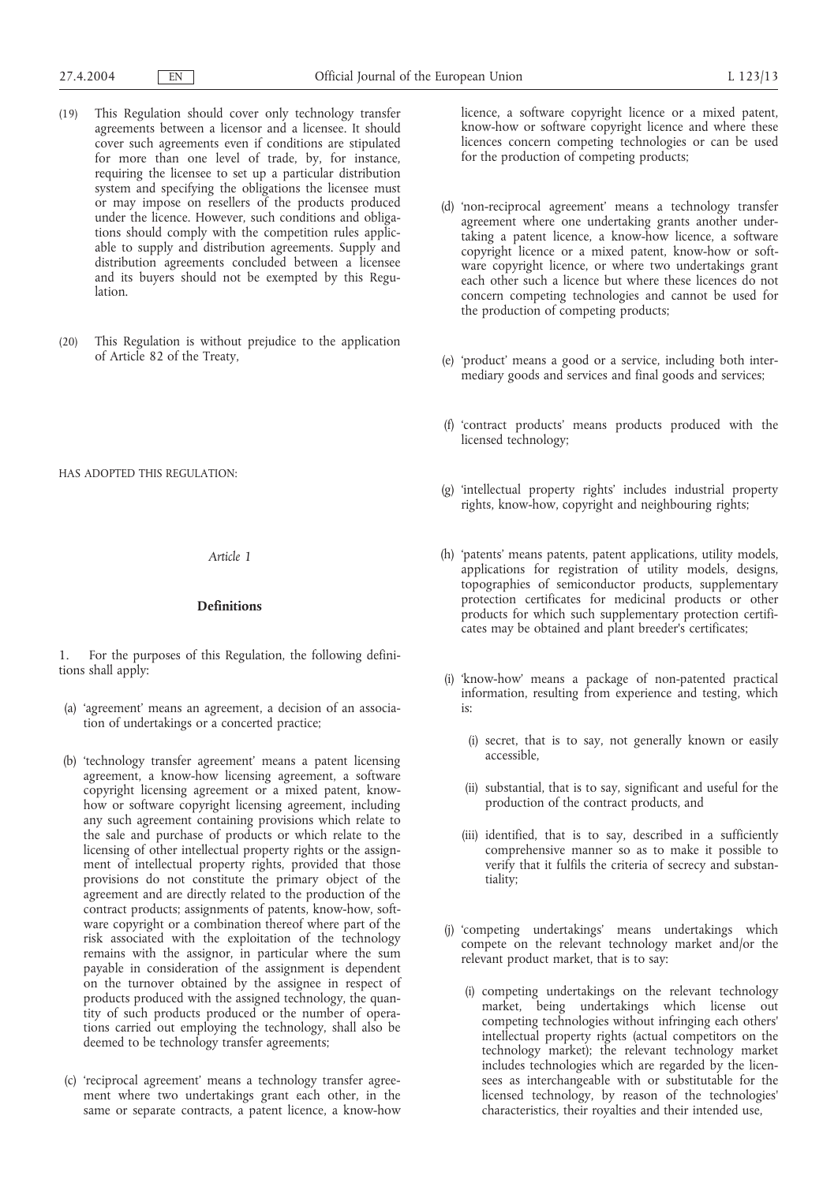(19) This Regulation should cover only technology transfer agreements between a licensor and a licensee. It should cover such agreements even if conditions are stipulated for more than one level of trade, by, for instance, requiring the licensee to set up a particular distribution system and specifying the obligations the licensee must or may impose on resellers of the products produced under the licence. However, such conditions and obligations should comply with the competition rules applicable to supply and distribution agreements. Supply and distribution agreements concluded between a licensee and its buyers should not be exempted by this Regulation.

(20) This Regulation is without prejudice to the application of Article 82 of the Treaty,

HAS ADOPTED THIS REGULATION:

*Article 1*

**Definitions**

1. For the purposes of this Regulation, the following definitions shall apply:

(a) 'agreement' means an agreement, a decision of an association of undertakings or a concerted practice;

(b) 'technology transfer agreement' means a patent licensing agreement, a know-how licensing agreement, a software copyright licensing agreement or a mixed patent, know-how or software copyright licensing agreement, including any such agreement containing provisions which relate to the sale and purchase of products or which relate to the licensing of other intellectual property rights or the assignment of intellectual property rights, provided that those provisions do not constitute the primary object of the agreement and are directly related to the production of the contract products; assignments of patents, know-how, software copyright or a combination thereof where part of the risk associated with the exploitation of the technology remains with the assignor, in particular where the sum payable in consideration of the assignment is dependent on the turnover obtained by the assignee in respect of products produced with the assigned technology, the quantity of such products produced or the number of operations carried out employing the technology, shall also be deemed to be technology transfer agreements;

(c) 'reciprocal agreement' means a technology transfer agreement where two undertakings grant each other, in the same or separate contracts, a patent licence, a know-how licence, a software copyright licence or a mixed patent, know-how or software copyright licence and where these licences concern competing technologies or can be used for the production of competing products;

(d) 'non-reciprocal agreement' means a technology transfer agreement where one undertaking grants another undertaking a patent licence, a know-how licence, a software copyright licence or a mixed patent, know-how or software copyright licence, or where two undertakings grant each other such a licence but where these licences do not concern competing technologies and cannot be used for the production of competing products;

(e) 'product' means a good or a service, including both intermediary goods and services and final goods and services;

(f) 'contract products' means products produced with the licensed technology;

(g) 'intellectual property rights' includes industrial property rights, know-how, copyright and neighbouring rights;

(h) 'patents' means patents, patent applications, utility models, applications for registration of utility models, designs, topographies of semiconductor products, supplementary protection certificates for medicinal products or other products for which such supplementary protection certificates may be obtained and plant breeder's certificates;

(i) 'know-how' means a package of non-patented practical information, resulting from experience and testing, which is:

   (i) secret, that is to say, not generally known or easily accessible,

   (ii) substantial, that is to say, significant and useful for the production of the contract products, and

   (iii) identified, that is to say, described in a sufficiently comprehensive manner so as to make it possible to verify that it fulfils the criteria of secrecy and substantiality;

(j) 'competing undertakings' means undertakings which compete on the relevant technology market and/or the relevant product market, that is to say:

   (i) competing undertakings on the relevant technology market, being undertakings which license out competing technologies without infringing each others' intellectual property rights (actual competitors on the technology market); the relevant technology market includes technologies which are regarded by the licensees as interchangeable with or substitutable for the licensed technology, by reason of the technologies' characteristics, their royalties and their intended use,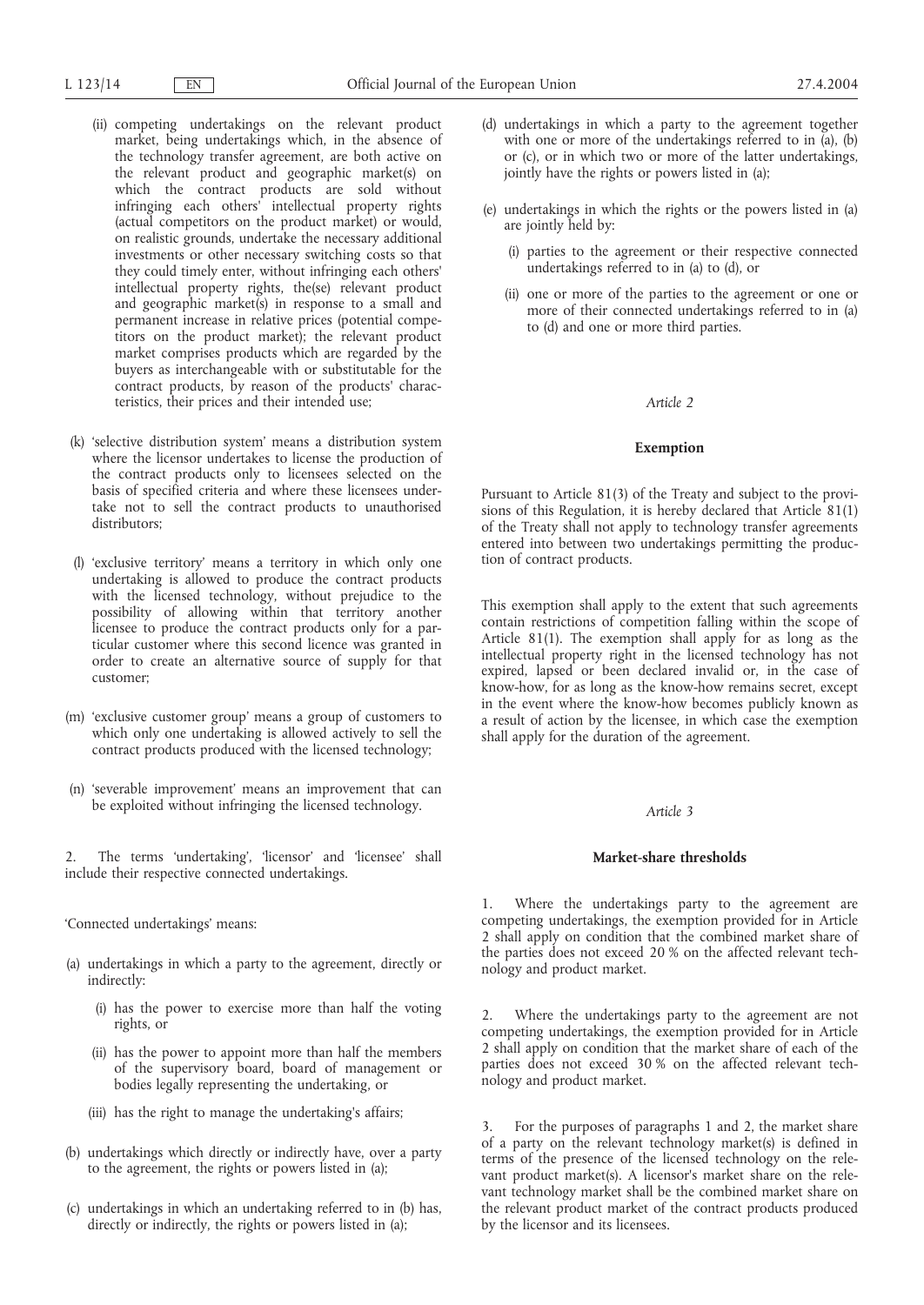(ii) competing undertakings on the relevant product market, being undertakings which, in the absence of the technology transfer agreement, are both active on the relevant product and geographic market(s) on which the contract products are sold without infringing each others' intellectual property rights (actual competitors on the product market) or would, on realistic grounds, undertake the necessary additional investments or other necessary switching costs so that they could timely enter, without infringing each others' intellectual property rights, the(se) relevant product and geographic market(s) in response to a small and permanent increase in relative prices (potential competitors on the product market); the relevant product market comprises products which are regarded by the buyers as interchangeable with or substitutable for the contract products, by reason of the products' characteristics, their prices and their intended use;

(k) 'selective distribution system' means a distribution system where the licensor undertakes to license the production of the contract products only to licensees selected on the basis of specified criteria and where these licensees undertake not to sell the contract products to unauthorised distributors;

(l) 'exclusive territory' means a territory in which only one undertaking is allowed to produce the contract products with the licensed technology, without prejudice to the possibility of allowing within that territory another licensee to produce the contract products only for a particular customer where this second licence was granted in order to create an alternative source of supply for that customer;

(m) 'exclusive customer group' means a group of customers to which only one undertaking is allowed actively to sell the contract products produced with the licensed technology;

(n) 'severable improvement' means an improvement that can be exploited without infringing the licensed technology.

2. The terms 'undertaking', 'licensor' and 'licensee' shall include their respective connected undertakings.

'Connected undertakings' means:

(a) undertakings in which a party to the agreement, directly or indirectly:

   (i) has the power to exercise more than half the voting rights, or

   (ii) has the power to appoint more than half the members of the supervisory board, board of management or bodies legally representing the undertaking, or

   (iii) has the right to manage the undertaking's affairs;

(b) undertakings which directly or indirectly have, over a party to the agreement, the rights or powers listed in (a);

(c) undertakings in which an undertaking referred to in (b) has, directly or indirectly, the rights or powers listed in (a);

(d) undertakings in which a party to the agreement together with one or more of the undertakings referred to in (a), (b) or (c), or in which two or more of the latter undertakings, jointly have the rights or powers listed in (a);

(e) undertakings in which the rights or the powers listed in (a) are jointly held by:

   (i) parties to the agreement or their respective connected undertakings referred to in (a) to (d), or

   (ii) one or more of the parties to the agreement or one or more of their connected undertakings referred to in (a) to (d) and one or more third parties.

*Article 2*

**Exemption**

Pursuant to Article 81(3) of the Treaty and subject to the provisions of this Regulation, it is hereby declared that Article 81(1) of the Treaty shall not apply to technology transfer agreements entered into between two undertakings permitting the production of contract products.

This exemption shall apply to the extent that such agreements contain restrictions of competition falling within the scope of Article 81(1). The exemption shall apply for as long as the intellectual property right in the licensed technology has not expired, lapsed or been declared invalid or, in the case of know-how, for as long as the know-how remains secret, except in the event where the know-how becomes publicly known as a result of action by the licensee, in which case the exemption shall apply for the duration of the agreement.

*Article 3*

**Market-share thresholds**

1. Where the undertakings party to the agreement are competing undertakings, the exemption provided for in Article 2 shall apply on condition that the combined market share of the parties does not exceed 20 % on the affected relevant technology and product market.

2. Where the undertakings party to the agreement are not competing undertakings, the exemption provided for in Article 2 shall apply on condition that the market share of each of the parties does not exceed 30 % on the affected relevant technology and product market.

3. For the purposes of paragraphs 1 and 2, the market share of a party on the relevant technology market(s) is defined in terms of the presence of the licensed technology on the relevant product market(s). A licensor's market share on the relevant technology market shall be the combined market share on the relevant product market of the contract products produced by the licensor and its licensees.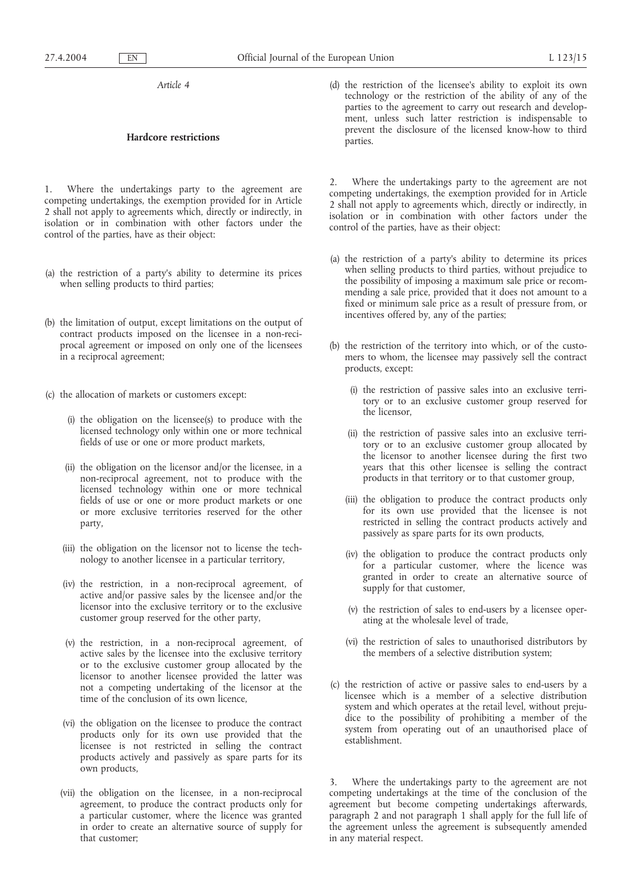*Article 4*

**Hardcore restrictions**

1. Where the undertakings party to the agreement are competing undertakings, the exemption provided for in Article 2 shall not apply to agreements which, directly or indirectly, in isolation or in combination with other factors under the control of the parties, have as their object:

(a) the restriction of a party's ability to determine its prices when selling products to third parties;

(b) the limitation of output, except limitations on the output of contract products imposed on the licensee in a non-reciprocal agreement or imposed on only one of the licensees in a reciprocal agreement;

(c) the allocation of markets or customers except:

(i) the obligation on the licensee(s) to produce with the licensed technology only within one or more technical fields of use or one or more product markets,

(ii) the obligation on the licensor and/or the licensee, in a non-reciprocal agreement, not to produce with the licensed technology within one or more technical fields of use or one or more product markets or one or more exclusive territories reserved for the other party,

(iii) the obligation on the licensor not to license the technology to another licensee in a particular territory,

(iv) the restriction, in a non-reciprocal agreement, of active and/or passive sales by the licensee and/or the licensor into the exclusive territory or to the exclusive customer group reserved for the other party,

(v) the restriction, in a non-reciprocal agreement, of active sales by the licensee into the exclusive territory or to the exclusive customer group allocated by the licensor to another licensee provided the latter was not a competing undertaking of the licensor at the time of the conclusion of its own licence,

(vi) the obligation on the licensee to produce the contract products only for its own use provided that the licensee is not restricted in selling the contract products actively and passively as spare parts for its own products,

(vii) the obligation on the licensee, in a non-reciprocal agreement, to produce the contract products only for a particular customer, where the licence was granted in order to create an alternative source of supply for that customer;

(d) the restriction of the licensee's ability to exploit its own technology or the restriction of the ability of any of the parties to the agreement to carry out research and development, unless such latter restriction is indispensable to prevent the disclosure of the licensed know-how to third parties.

2. Where the undertakings party to the agreement are not competing undertakings, the exemption provided for in Article 2 shall not apply to agreements which, directly or indirectly, in isolation or in combination with other factors under the control of the parties, have as their object:

(a) the restriction of a party's ability to determine its prices when selling products to third parties, without prejudice to the possibility of imposing a maximum sale price or recommending a sale price, provided that it does not amount to a fixed or minimum sale price as a result of pressure from, or incentives offered by, any of the parties;

(b) the restriction of the territory into which, or of the customers to whom, the licensee may passively sell the contract products, except:

(i) the restriction of passive sales into an exclusive territory or to an exclusive customer group reserved for the licensor,

(ii) the restriction of passive sales into an exclusive territory or to an exclusive customer group allocated by the licensor to another licensee during the first two years that this other licensee is selling the contract products in that territory or to that customer group,

(iii) the obligation to produce the contract products only for its own use provided that the licensee is not restricted in selling the contract products actively and passively as spare parts for its own products,

(iv) the obligation to produce the contract products only for a particular customer, where the licence was granted in order to create an alternative source of supply for that customer,

(v) the restriction of sales to end-users by a licensee operating at the wholesale level of trade,

(vi) the restriction of sales to unauthorised distributors by the members of a selective distribution system;

(c) the restriction of active or passive sales to end-users by a licensee which is a member of a selective distribution system and which operates at the retail level, without prejudice to the possibility of prohibiting a member of the system from operating out of an unauthorised place of establishment.

3. Where the undertakings party to the agreement are not competing undertakings at the time of the conclusion of the agreement but become competing undertakings afterwards, paragraph 2 and not paragraph 1 shall apply for the full life of the agreement unless the agreement is subsequently amended in any material respect.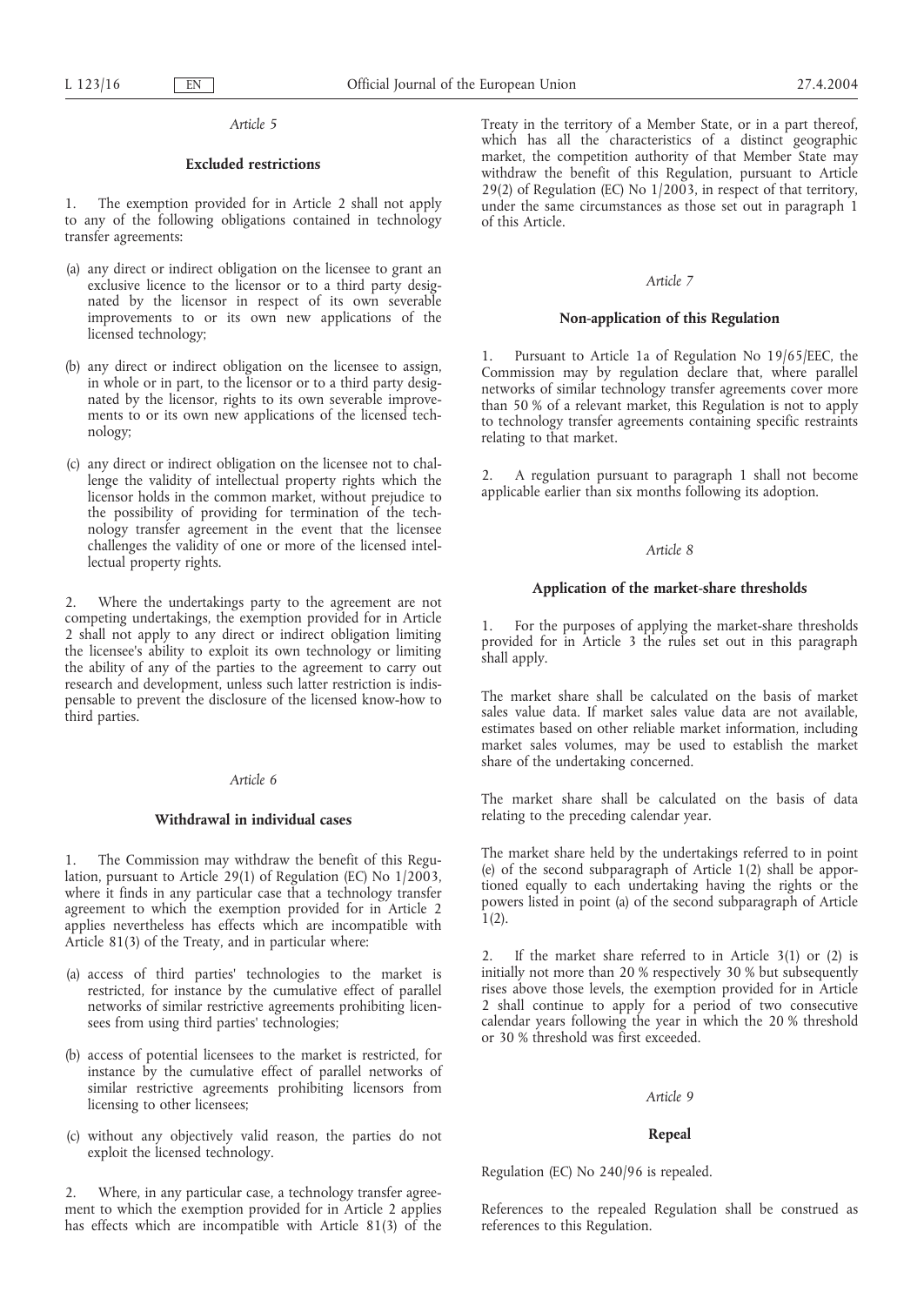*Article 5*

**Excluded restrictions**

1. The exemption provided for in Article 2 shall not apply to any of the following obligations contained in technology transfer agreements:

(a) any direct or indirect obligation on the licensee to grant an exclusive licence to the licensor or to a third party designated by the licensor in respect of its own severable improvements to or its own new applications of the licensed technology;

(b) any direct or indirect obligation on the licensee to assign, in whole or in part, to the licensor or to a third party designated by the licensor, rights to its own severable improvements to or its own new applications of the licensed technology;

(c) any direct or indirect obligation on the licensee not to challenge the validity of intellectual property rights which the licensor holds in the common market, without prejudice to the possibility of providing for termination of the technology transfer agreement in the event that the licensee challenges the validity of one or more of the licensed intellectual property rights.

2. Where the undertakings party to the agreement are not competing undertakings, the exemption provided for in Article 2 shall not apply to any direct or indirect obligation limiting the licensee's ability to exploit its own technology or limiting the ability of any of the parties to the agreement to carry out research and development, unless such latter restriction is indispensable to prevent the disclosure of the licensed know-how to third parties.

*Article 6*

**Withdrawal in individual cases**

1. The Commission may withdraw the benefit of this Regulation, pursuant to Article 29(1) of Regulation (EC) No 1/2003, where it finds in any particular case that a technology transfer agreement to which the exemption provided for in Article 2 applies nevertheless has effects which are incompatible with Article 81(3) of the Treaty, and in particular where:

(a) access of third parties' technologies to the market is restricted, for instance by the cumulative effect of parallel networks of similar restrictive agreements prohibiting licensees from using third parties' technologies;

(b) access of potential licensees to the market is restricted, for instance by the cumulative effect of parallel networks of similar restrictive agreements prohibiting licensors from licensing to other licensees;

(c) without any objectively valid reason, the parties do not exploit the licensed technology.

2. Where, in any particular case, a technology transfer agreement to which the exemption provided for in Article 2 applies has effects which are incompatible with Article 81(3) of the Treaty in the territory of a Member State, or in a part thereof, which has all the characteristics of a distinct geographic market, the competition authority of that Member State may withdraw the benefit of this Regulation, pursuant to Article 29(2) of Regulation (EC) No 1/2003, in respect of that territory, under the same circumstances as those set out in paragraph 1 of this Article.

*Article 7*

**Non-application of this Regulation**

1. Pursuant to Article 1a of Regulation No 19/65/EEC, the Commission may by regulation declare that, where parallel networks of similar technology transfer agreements cover more than 50 % of a relevant market, this Regulation is not to apply to technology transfer agreements containing specific restraints relating to that market.

2. A regulation pursuant to paragraph 1 shall not become applicable earlier than six months following its adoption.

*Article 8*

**Application of the market-share thresholds**

1. For the purposes of applying the market-share thresholds provided for in Article 3 the rules set out in this paragraph shall apply.

The market share shall be calculated on the basis of market sales value data. If market sales value data are not available, estimates based on other reliable market information, including market sales volumes, may be used to establish the market share of the undertaking concerned.

The market share shall be calculated on the basis of data relating to the preceding calendar year.

The market share held by the undertakings referred to in point (e) of the second subparagraph of Article 1(2) shall be apportioned equally to each undertaking having the rights or the powers listed in point (a) of the second subparagraph of Article 1(2).

2. If the market share referred to in Article 3(1) or (2) is initially not more than 20 % respectively 30 % but subsequently rises above those levels, the exemption provided for in Article 2 shall continue to apply for a period of two consecutive calendar years following the year in which the 20 % threshold or 30 % threshold was first exceeded.

*Article 9*

**Repeal**

Regulation (EC) No 240/96 is repealed.

References to the repealed Regulation shall be construed as references to this Regulation.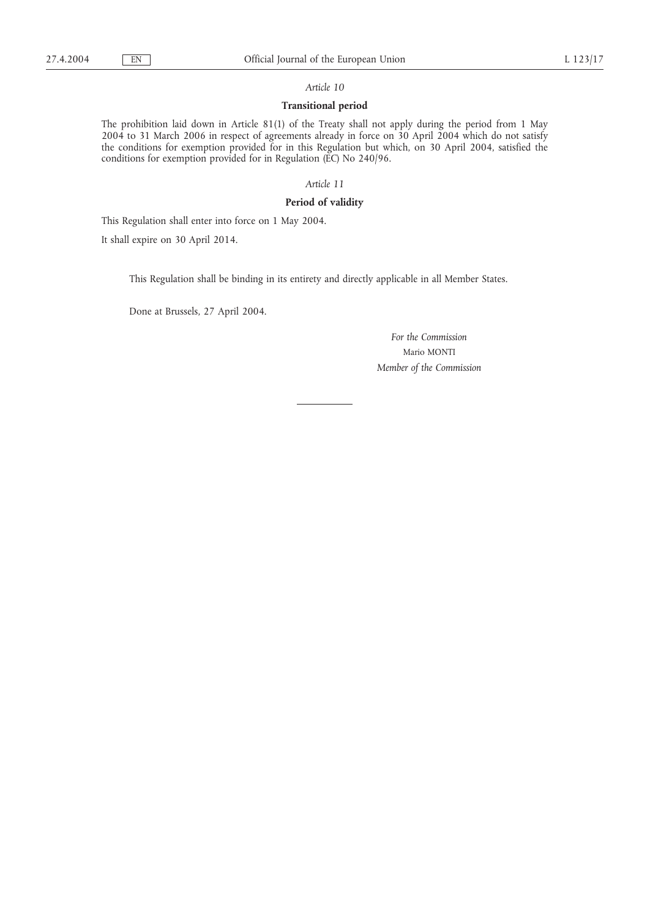*Article 10*

**Transitional period**

The prohibition laid down in Article 81(1) of the Treaty shall not apply during the period from 1 May 2004 to 31 March 2006 in respect of agreements already in force on 30 April 2004 which do not satisfy the conditions for exemption provided for in this Regulation but which, on 30 April 2004, satisfied the conditions for exemption provided for in Regulation (EC) No 240/96.

*Article 11*

**Period of validity**

This Regulation shall enter into force on 1 May 2004.

It shall expire on 30 April 2014.

This Regulation shall be binding in its entirety and directly applicable in all Member States.

Done at Brussels, 27 April 2004.

*For the Commission*

Mario MONTI

*Member of the Commission*